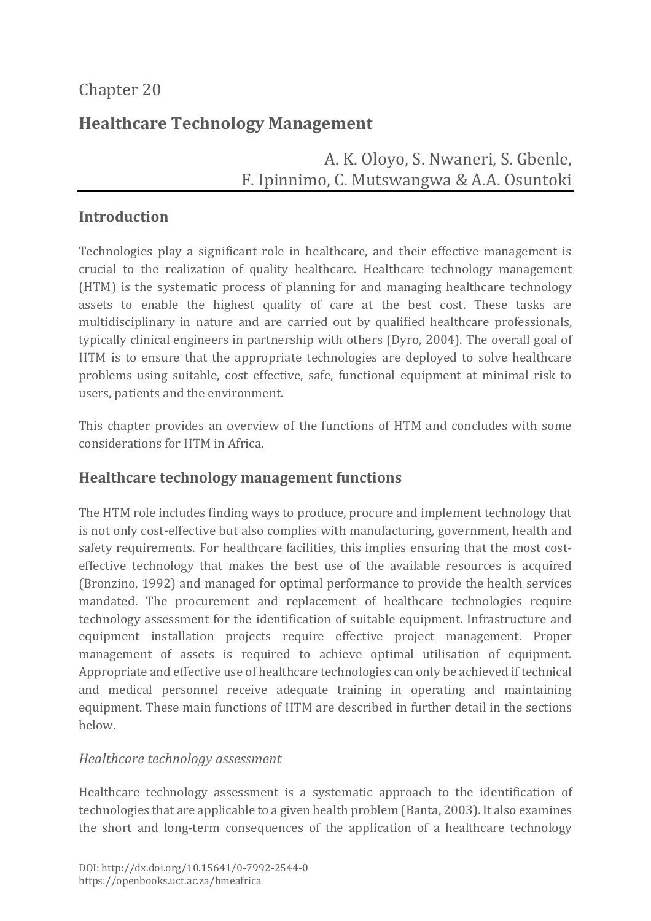Chapter 20

# Healthcare Technology Management

A. K. Oloyo, S. Nwaneri, S. Gbenle, F. Ipinnimo, C. Mutswangwa & A.A. Osuntoki

## Introduction

Technologies play a significant role in healthcare, and their effective management is crucial to the realization of quality healthcare. Healthcare technology management (HTM) is the systematic process of planning for and managing healthcare technology assets to enable the highest quality of care at the best cost. These tasks are multidisciplinary in nature and are carried out by qualified healthcare professionals, typically clinical engineers in partnership with others (Dyro, 2004). The overall goal of HTM is to ensure that the appropriate technologies are deployed to solve healthcare problems using suitable, cost effective, safe, functional equipment at minimal risk to users, patients and the environment.

This chapter provides an overview of the functions of HTM and concludes with some considerations for HTM in Africa.

## Healthcare technology management functions

The HTM role includes finding ways to produce, procure and implement technology that is not only cost-effective but also complies with manufacturing, government, health and safety requirements. For healthcare facilities, this implies ensuring that the most cost-effective technology that makes the best use of the available resources is acquired (Bronzino, 1992) and managed for optimal performance to provide the health services mandated. The procurement and replacement of healthcare technologies require technology assessment for the identification of suitable equipment. Infrastructure and equipment installation projects require effective project management. Proper management of assets is required to achieve optimal utilisation of equipment. Appropriate and effective use of healthcare technologies can only be achieved if technical and medical personnel receive adequate training in operating and maintaining equipment. These main functions of HTM are described in further detail in the sections below.

### *Healthcare technology assessment*

Healthcare technology assessment is a systematic approach to the identification of technologies that are applicable to a given health problem (Banta, 2003). It also examines the short and long-term consequences of the application of a healthcare technology

DOI: http://dx.doi.org/10.15641/0-7992-2544-0
https://openbooks.uct.ac.za/bmeafrica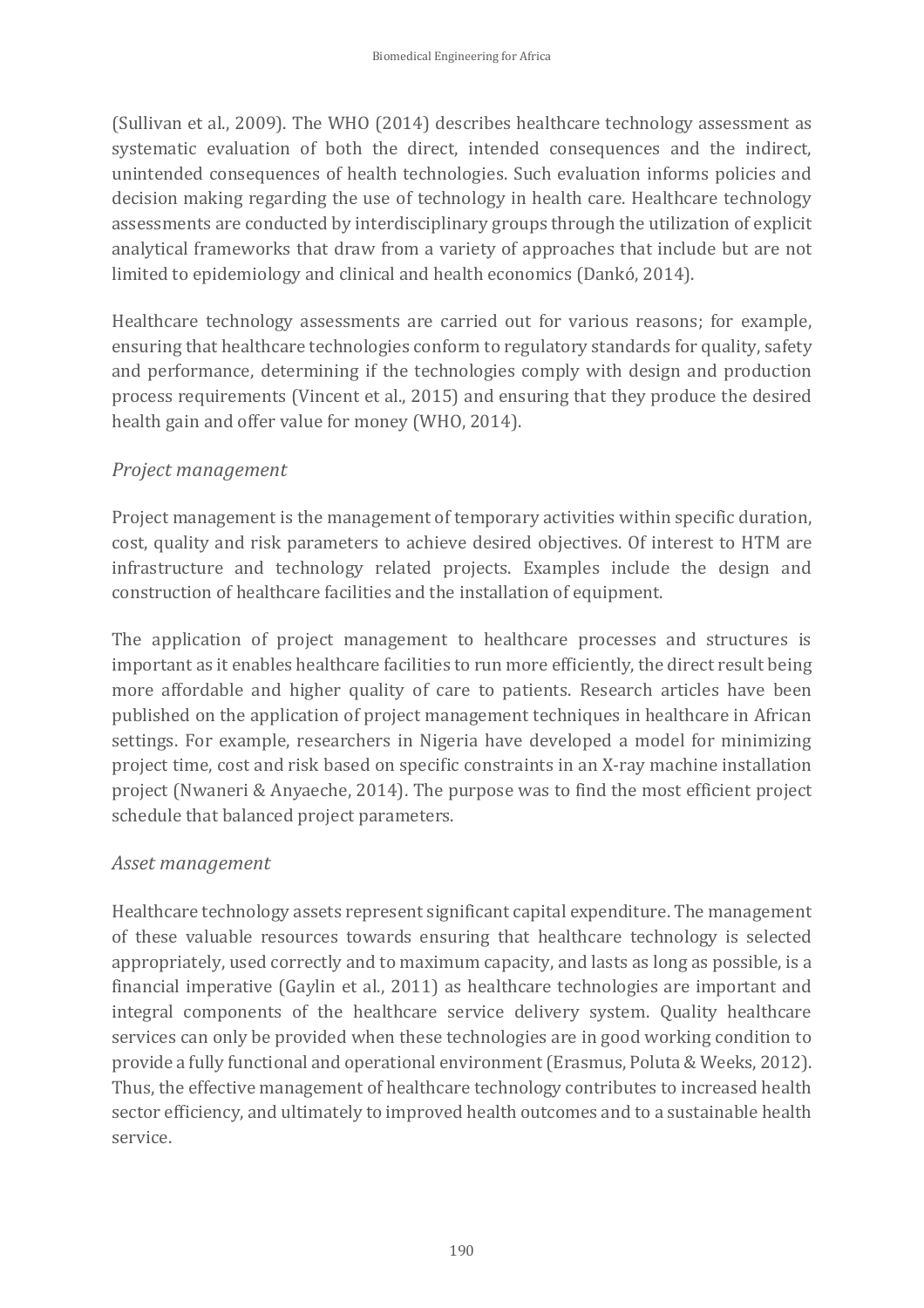(Sullivan et al., 2009). The WHO (2014) describes healthcare technology assessment as systematic evaluation of both the direct, intended consequences and the indirect, unintended consequences of health technologies. Such evaluation informs policies and decision making regarding the use of technology in health care. Healthcare technology assessments are conducted by interdisciplinary groups through the utilization of explicit analytical frameworks that draw from a variety of approaches that include but are not limited to epidemiology and clinical and health economics (Dankó, 2014).

Healthcare technology assessments are carried out for various reasons; for example, ensuring that healthcare technologies conform to regulatory standards for quality, safety and performance, determining if the technologies comply with design and production process requirements (Vincent et al., 2015) and ensuring that they produce the desired health gain and offer value for money (WHO, 2014).

*Project management*

Project management is the management of temporary activities within specific duration, cost, quality and risk parameters to achieve desired objectives. Of interest to HTM are infrastructure and technology related projects. Examples include the design and construction of healthcare facilities and the installation of equipment.

The application of project management to healthcare processes and structures is important as it enables healthcare facilities to run more efficiently, the direct result being more affordable and higher quality of care to patients. Research articles have been published on the application of project management techniques in healthcare in African settings. For example, researchers in Nigeria have developed a model for minimizing project time, cost and risk based on specific constraints in an X-ray machine installation project (Nwaneri & Anyaeche, 2014). The purpose was to find the most efficient project schedule that balanced project parameters.

*Asset management*

Healthcare technology assets represent significant capital expenditure. The management of these valuable resources towards ensuring that healthcare technology is selected appropriately, used correctly and to maximum capacity, and lasts as long as possible, is a financial imperative (Gaylin et al., 2011) as healthcare technologies are important and integral components of the healthcare service delivery system. Quality healthcare services can only be provided when these technologies are in good working condition to provide a fully functional and operational environment (Erasmus, Poluta & Weeks, 2012). Thus, the effective management of healthcare technology contributes to increased health sector efficiency, and ultimately to improved health outcomes and to a sustainable health service.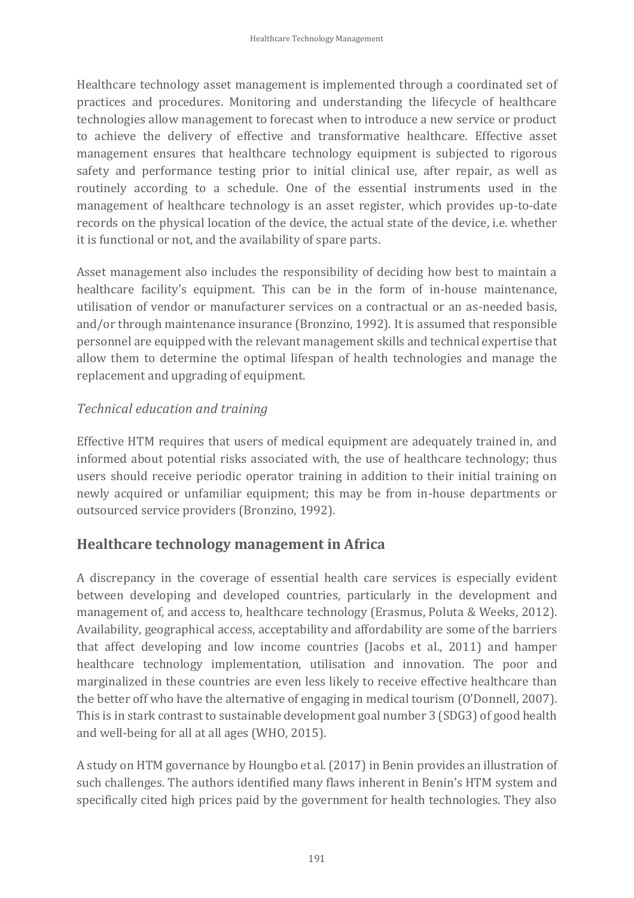Healthcare technology asset management is implemented through a coordinated set of practices and procedures. Monitoring and understanding the lifecycle of healthcare technologies allow management to forecast when to introduce a new service or product to achieve the delivery of effective and transformative healthcare. Effective asset management ensures that healthcare technology equipment is subjected to rigorous safety and performance testing prior to initial clinical use, after repair, as well as routinely according to a schedule. One of the essential instruments used in the management of healthcare technology is an asset register, which provides up-to-date records on the physical location of the device, the actual state of the device, i.e. whether it is functional or not, and the availability of spare parts.

Asset management also includes the responsibility of deciding how best to maintain a healthcare facility's equipment. This can be in the form of in-house maintenance, utilisation of vendor or manufacturer services on a contractual or an as-needed basis, and/or through maintenance insurance (Bronzino, 1992). It is assumed that responsible personnel are equipped with the relevant management skills and technical expertise that allow them to determine the optimal lifespan of health technologies and manage the replacement and upgrading of equipment.

### *Technical education and training*

Effective HTM requires that users of medical equipment are adequately trained in, and informed about potential risks associated with, the use of healthcare technology; thus users should receive periodic operator training in addition to their initial training on newly acquired or unfamiliar equipment; this may be from in-house departments or outsourced service providers (Bronzino, 1992).

## Healthcare technology management in Africa

A discrepancy in the coverage of essential health care services is especially evident between developing and developed countries, particularly in the development and management of, and access to, healthcare technology (Erasmus, Poluta & Weeks, 2012). Availability, geographical access, acceptability and affordability are some of the barriers that affect developing and low income countries (Jacobs et al., 2011) and hamper healthcare technology implementation, utilisation and innovation. The poor and marginalized in these countries are even less likely to receive effective healthcare than the better off who have the alternative of engaging in medical tourism (O'Donnell, 2007). This is in stark contrast to sustainable development goal number 3 (SDG3) of good health and well-being for all at all ages (WHO, 2015).

A study on HTM governance by Houngbo et al. (2017) in Benin provides an illustration of such challenges. The authors identified many flaws inherent in Benin's HTM system and specifically cited high prices paid by the government for health technologies. They also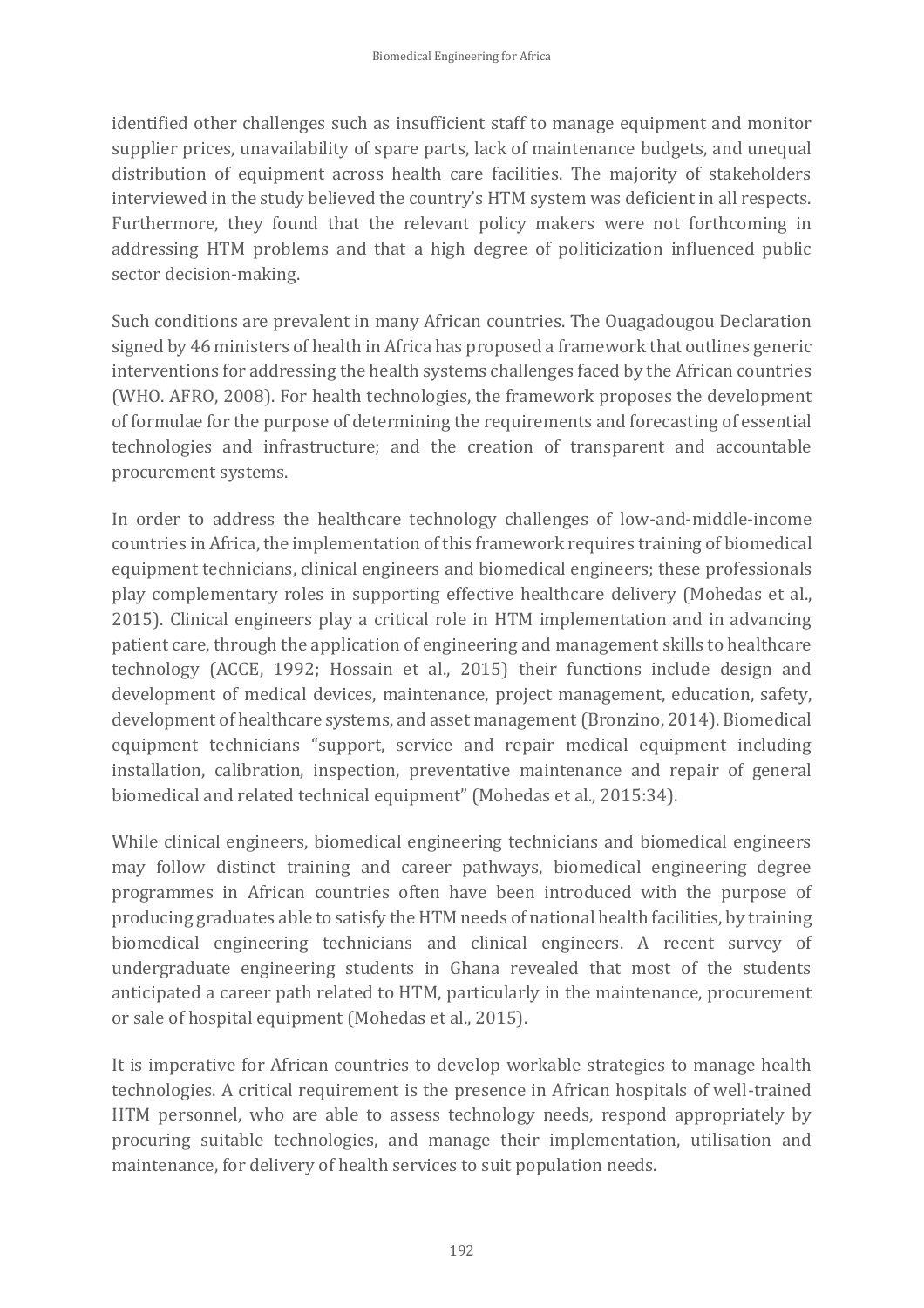identified other challenges such as insufficient staff to manage equipment and monitor supplier prices, unavailability of spare parts, lack of maintenance budgets, and unequal distribution of equipment across health care facilities. The majority of stakeholders interviewed in the study believed the country's HTM system was deficient in all respects. Furthermore, they found that the relevant policy makers were not forthcoming in addressing HTM problems and that a high degree of politicization influenced public sector decision-making.

Such conditions are prevalent in many African countries. The Ouagadougou Declaration signed by 46 ministers of health in Africa has proposed a framework that outlines generic interventions for addressing the health systems challenges faced by the African countries (WHO. AFRO, 2008). For health technologies, the framework proposes the development of formulae for the purpose of determining the requirements and forecasting of essential technologies and infrastructure; and the creation of transparent and accountable procurement systems.

In order to address the healthcare technology challenges of low-and-middle-income countries in Africa, the implementation of this framework requires training of biomedical equipment technicians, clinical engineers and biomedical engineers; these professionals play complementary roles in supporting effective healthcare delivery (Mohedas et al., 2015). Clinical engineers play a critical role in HTM implementation and in advancing patient care, through the application of engineering and management skills to healthcare technology (ACCE, 1992; Hossain et al., 2015) their functions include design and development of medical devices, maintenance, project management, education, safety, development of healthcare systems, and asset management (Bronzino, 2014). Biomedical equipment technicians "support, service and repair medical equipment including installation, calibration, inspection, preventative maintenance and repair of general biomedical and related technical equipment" (Mohedas et al., 2015:34).

While clinical engineers, biomedical engineering technicians and biomedical engineers may follow distinct training and career pathways, biomedical engineering degree programmes in African countries often have been introduced with the purpose of producing graduates able to satisfy the HTM needs of national health facilities, by training biomedical engineering technicians and clinical engineers. A recent survey of undergraduate engineering students in Ghana revealed that most of the students anticipated a career path related to HTM, particularly in the maintenance, procurement or sale of hospital equipment (Mohedas et al., 2015).

It is imperative for African countries to develop workable strategies to manage health technologies. A critical requirement is the presence in African hospitals of well-trained HTM personnel, who are able to assess technology needs, respond appropriately by procuring suitable technologies, and manage their implementation, utilisation and maintenance, for delivery of health services to suit population needs.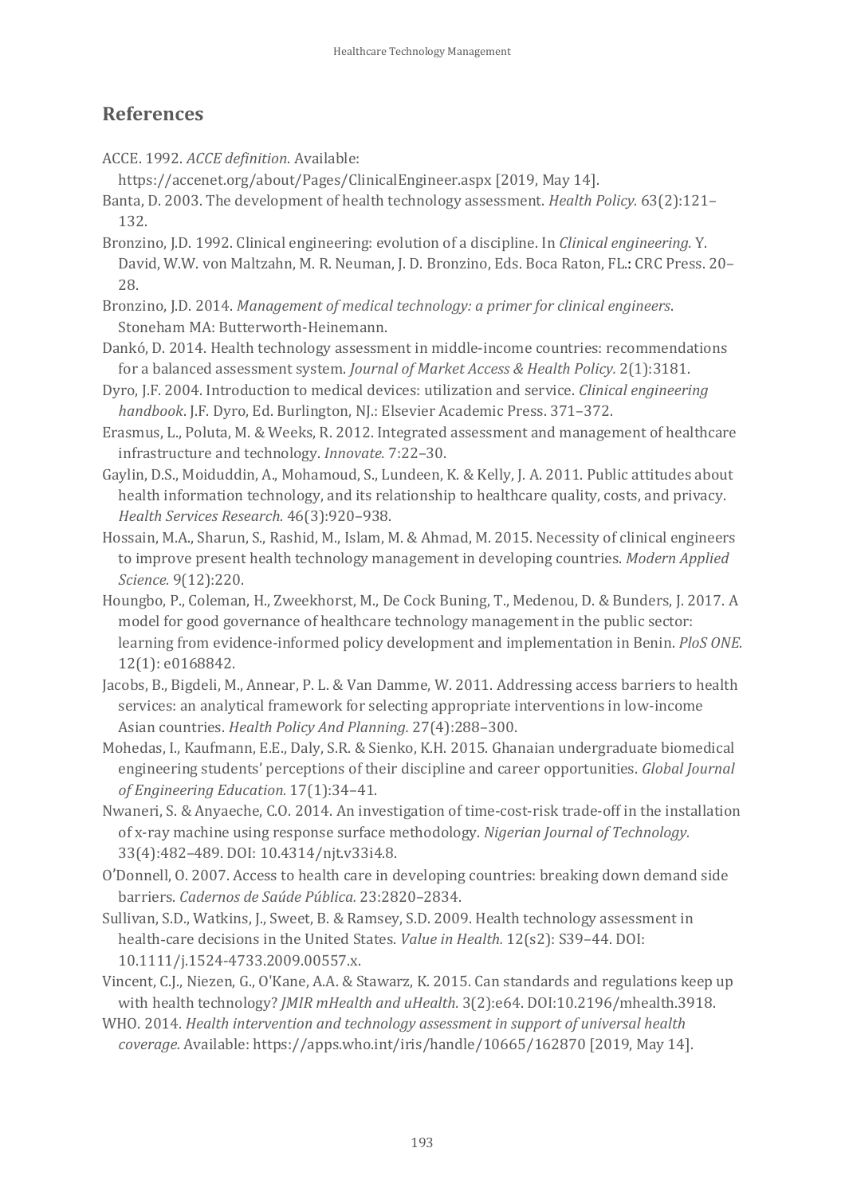## References

ACCE. 1992. *ACCE definition*. Available: https://accenet.org/about/Pages/ClinicalEngineer.aspx [2019, May 14].

Banta, D. 2003. The development of health technology assessment. *Health Policy*. 63(2):121–132.

Bronzino, J.D. 1992. Clinical engineering: evolution of a discipline. In *Clinical engineering*. Y. David, W.W. von Maltzahn, M. R. Neuman, J. D. Bronzino, Eds. Boca Raton, FL.: CRC Press. 20–28.

Bronzino, J.D. 2014. *Management of medical technology: a primer for clinical engineers*. Stoneham MA: Butterworth-Heinemann.

Dankó, D. 2014. Health technology assessment in middle-income countries: recommendations for a balanced assessment system. *Journal of Market Access & Health Policy*. 2(1):3181.

Dyro, J.F. 2004. Introduction to medical devices: utilization and service. *Clinical engineering handbook*. J.F. Dyro, Ed. Burlington, NJ.: Elsevier Academic Press. 371–372.

Erasmus, L., Poluta, M. & Weeks, R. 2012. Integrated assessment and management of healthcare infrastructure and technology. *Innovate*. 7:22–30.

Gaylin, D.S., Moiduddin, A., Mohamoud, S., Lundeen, K. & Kelly, J. A. 2011. Public attitudes about health information technology, and its relationship to healthcare quality, costs, and privacy. *Health Services Research*. 46(3):920–938.

Hossain, M.A., Sharun, S., Rashid, M., Islam, M. & Ahmad, M. 2015. Necessity of clinical engineers to improve present health technology management in developing countries. *Modern Applied Science*. 9(12):220.

Houngbo, P., Coleman, H., Zweekhorst, M., De Cock Buning, T., Medenou, D. & Bunders, J. 2017. A model for good governance of healthcare technology management in the public sector: learning from evidence-informed policy development and implementation in Benin. *PloS ONE*. 12(1): e0168842.

Jacobs, B., Bigdeli, M., Annear, P. L. & Van Damme, W. 2011. Addressing access barriers to health services: an analytical framework for selecting appropriate interventions in low-income Asian countries. *Health Policy And Planning*. 27(4):288–300.

Mohedas, I., Kaufmann, E.E., Daly, S.R. & Sienko, K.H. 2015. Ghanaian undergraduate biomedical engineering students' perceptions of their discipline and career opportunities. *Global Journal of Engineering Education*. 17(1):34–41.

Nwaneri, S. & Anyaeche, C.O. 2014. An investigation of time-cost-risk trade-off in the installation of x-ray machine using response surface methodology. *Nigerian Journal of Technology*. 33(4):482–489. DOI: 10.4314/njt.v33i4.8.

O'Donnell, O. 2007. Access to health care in developing countries: breaking down demand side barriers. *Cadernos de Saúde Pública*. 23:2820–2834.

Sullivan, S.D., Watkins, J., Sweet, B. & Ramsey, S.D. 2009. Health technology assessment in health-care decisions in the United States. *Value in Health*. 12(s2): S39–44. DOI: 10.1111/j.1524-4733.2009.00557.x.

Vincent, C.J., Niezen, G., O'Kane, A.A. & Stawarz, K. 2015. Can standards and regulations keep up with health technology? *JMIR mHealth and uHealth*. 3(2):e64. DOI:10.2196/mhealth.3918.

WHO. 2014. *Health intervention and technology assessment in support of universal health coverage*. Available: https://apps.who.int/iris/handle/10665/162870 [2019, May 14].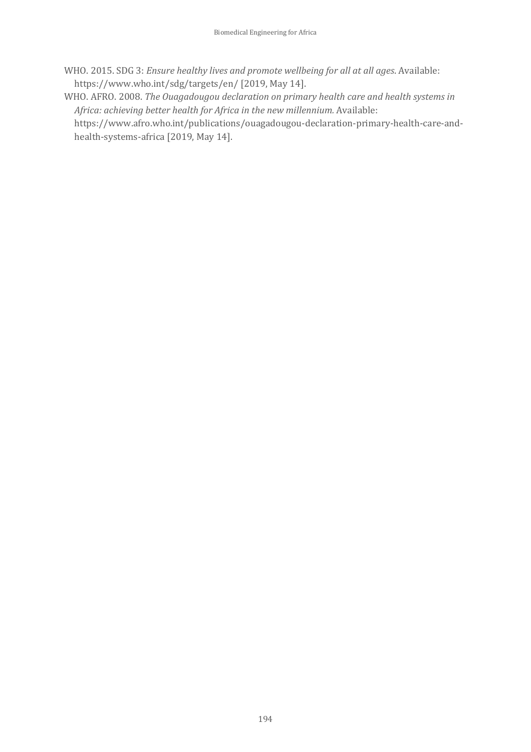WHO. 2015. SDG 3: *Ensure healthy lives and promote wellbeing for all at all ages*. Available: https://www.who.int/sdg/targets/en/ [2019, May 14].

WHO. AFRO. 2008. *The Ouagadougou declaration on primary health care and health systems in Africa: achieving better health for Africa in the new millennium.* Available: https://www.afro.who.int/publications/ouagadougou-declaration-primary-health-care-and-health-systems-africa [2019, May 14].